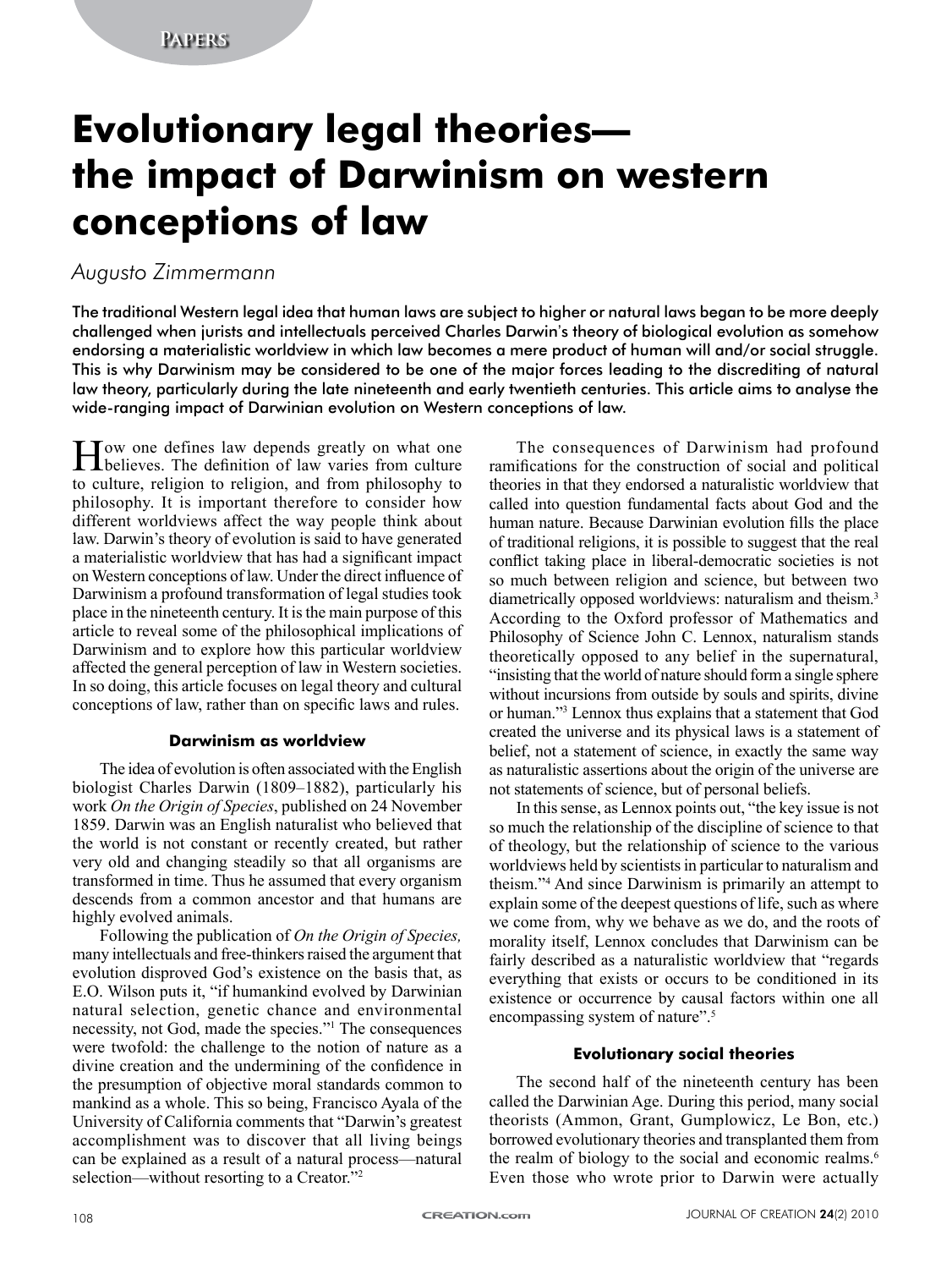# Evolutionary legal theories—the impact of Darwinism on western conceptions of law

*Augusto Zimmermann*

**The traditional Western legal idea that human laws are subject to higher or natural laws began to be more deeply challenged when jurists and intellectuals perceived Charles Darwin's theory of biological evolution as somehow endorsing a materialistic worldview in which law becomes a mere product of human will and/or social struggle. This is why Darwinism may be considered to be one of the major forces leading to the discrediting of natural law theory, particularly during the late nineteenth and early twentieth centuries. This article aims to analyse the wide-ranging impact of Darwinian evolution on Western conceptions of law.**

How one defines law depends greatly on what one believes. The definition of law varies from culture to culture, religion to religion, and from philosophy to philosophy. It is important therefore to consider how different worldviews affect the way people think about law. Darwin's theory of evolution is said to have generated a materialistic worldview that has had a significant impact on Western conceptions of law. Under the direct influence of Darwinism a profound transformation of legal studies took place in the nineteenth century. It is the main purpose of this article to reveal some of the philosophical implications of Darwinism and to explore how this particular worldview affected the general perception of law in Western societies. In so doing, this article focuses on legal theory and cultural conceptions of law, rather than on specific laws and rules.

### Darwinism as worldview

The idea of evolution is often associated with the English biologist Charles Darwin (1809–1882), particularly his work *On the Origin of Species*, published on 24 November 1859. Darwin was an English naturalist who believed that the world is not constant or recently created, but rather very old and changing steadily so that all organisms are transformed in time. Thus he assumed that every organism descends from a common ancestor and that humans are highly evolved animals.

Following the publication of *On the Origin of Species,* many intellectuals and free-thinkers raised the argument that evolution disproved God's existence on the basis that, as E.O. Wilson puts it, "if humankind evolved by Darwinian natural selection, genetic chance and environmental necessity, not God, made the species."[1] The consequences were twofold: the challenge to the notion of nature as a divine creation and the undermining of the confidence in the presumption of objective moral standards common to mankind as a whole. This so being, Francisco Ayala of the University of California comments that "Darwin's greatest accomplishment was to discover that all living beings can be explained as a result of a natural process—natural selection—without resorting to a Creator."[2]

The consequences of Darwinism had profound ramifications for the construction of social and political theories in that they endorsed a naturalistic worldview that called into question fundamental facts about God and the human nature. Because Darwinian evolution fills the place of traditional religions, it is possible to suggest that the real conflict taking place in liberal-democratic societies is not so much between religion and science, but between two diametrically opposed worldviews: naturalism and theism.[3] According to the Oxford professor of Mathematics and Philosophy of Science John C. Lennox, naturalism stands theoretically opposed to any belief in the supernatural, "insisting that the world of nature should form a single sphere without incursions from outside by souls and spirits, divine or human."[3] Lennox thus explains that a statement that God created the universe and its physical laws is a statement of belief, not a statement of science, in exactly the same way as naturalistic assertions about the origin of the universe are not statements of science, but of personal beliefs.

In this sense, as Lennox points out, "the key issue is not so much the relationship of the discipline of science to that of theology, but the relationship of science to the various worldviews held by scientists in particular to naturalism and theism."[4] And since Darwinism is primarily an attempt to explain some of the deepest questions of life, such as where we come from, why we behave as we do, and the roots of morality itself, Lennox concludes that Darwinism can be fairly described as a naturalistic worldview that "regards everything that exists or occurs to be conditioned in its existence or occurrence by causal factors within one all encompassing system of nature".[5]

### Evolutionary social theories

The second half of the nineteenth century has been called the Darwinian Age. During this period, many social theorists (Ammon, Grant, Gumplowicz, Le Bon, etc.) borrowed evolutionary theories and transplanted them from the realm of biology to the social and economic realms.[6] Even those who wrote prior to Darwin were actually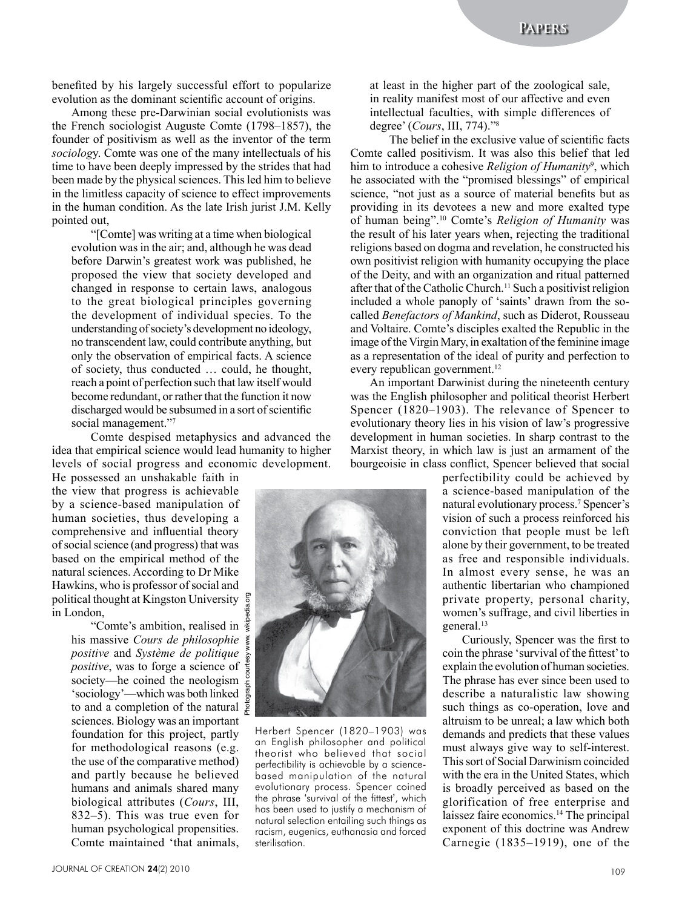benefited by his largely successful effort to popularize evolution as the dominant scientific account of origins.

Among these pre-Darwinian social evolutionists was the French sociologist Auguste Comte (1798–1857), the founder of positivism as well as the inventor of the term *sociology*. Comte was one of the many intellectuals of his time to have been deeply impressed by the strides that had been made by the physical sciences. This led him to believe in the limitless capacity of science to effect improvements in the human condition. As the late Irish jurist J.M. Kelly pointed out,

> "[Comte] was writing at a time when biological evolution was in the air; and, although he was dead before Darwin's greatest work was published, he proposed the view that society developed and changed in response to certain laws, analogous to the great biological principles governing the development of individual species. To the understanding of society's development no ideology, no transcendent law, could contribute anything, but only the observation of empirical facts. A science of society, thus conducted … could, he thought, reach a point of perfection such that law itself would become redundant, or rather that the function it now discharged would be subsumed in a sort of scientific social management."[7]

Comte despised metaphysics and advanced the idea that empirical science would lead humanity to higher levels of social progress and economic development. He possessed an unshakable faith in the view that progress is achievable by a science-based manipulation of human societies, thus developing a comprehensive and influential theory of social science (and progress) that was based on the empirical method of the natural sciences. According to Dr Mike Hawkins, who is professor of social and political thought at Kingston University in London,

> "Comte's ambition, realised in his massive *Cours de philosophie positive* and *Système de politique positive*, was to forge a science of society—he coined the neologism 'sociology'—which was both linked to and a completion of the natural sciences. Biology was an important foundation for this project, partly for methodological reasons (e.g. the use of the comparative method) and partly because he believed humans and animals shared many biological attributes (*Cours*, III, 832–5). This was true even for human psychological propensities. Comte maintained 'that animals, at least in the higher part of the zoological sale, in reality manifest most of our affective and even intellectual faculties, with simple differences of degree' (*Cours*, III, 774)."[8]

The belief in the exclusive value of scientific facts Comte called positivism. It was also this belief that led him to introduce a cohesive *Religion of Humanity*[9], which he associated with the "promised blessings" of empirical science, "not just as a source of material benefits but as providing in its devotees a new and more exalted type of human being".[10] Comte's *Religion of Humanity* was the result of his later years when, rejecting the traditional religions based on dogma and revelation, he constructed his own positivist religion with humanity occupying the place of the Deity, and with an organization and ritual patterned after that of the Catholic Church.[11] Such a positivist religion included a whole panoply of 'saints' drawn from the so-called *Benefactors of Mankind*, such as Diderot, Rousseau and Voltaire. Comte's disciples exalted the Republic in the image of the Virgin Mary, in exaltation of the feminine image as a representation of the ideal of purity and perfection to every republican government.[12]

An important Darwinist during the nineteenth century was the English philosopher and political theorist Herbert Spencer (1820–1903). The relevance of Spencer to evolutionary theory lies in his vision of law's progressive development in human societies. In sharp contrast to the Marxist theory, in which law is just an armament of the bourgeoisie in class conflict, Spencer believed that social perfectibility could be achieved by a science-based manipulation of the natural evolutionary process.[7] Spencer's vision of such a process reinforced his conviction that people must be left alone by their government, to be treated as free and responsible individuals. In almost every sense, he was an authentic libertarian who championed private property, personal charity, women's suffrage, and civil liberties in general.[13]

Photograph courtesy www. wikipedia.org

Herbert Spencer (1820–1903) was an English philosopher and political theorist who believed that social perfectibility is achievable by a science-based manipulation of the natural evolutionary process. Spencer coined the phrase 'survival of the fittest', which has been used to justify a mechanism of natural selection entailing such things as racism, eugenics, euthanasia and forced sterilisation.

Curiously, Spencer was the first to coin the phrase 'survival of the fittest' to explain the evolution of human societies. The phrase has ever since been used to describe a naturalistic law showing such things as co-operation, love and altruism to be unreal; a law which both demands and predicts that these values must always give way to self-interest. This sort of Social Darwinism coincided with the era in the United States, which is broadly perceived as based on the glorification of free enterprise and laissez faire economics.[14] The principal exponent of this doctrine was Andrew Carnegie (1835–1919), one of the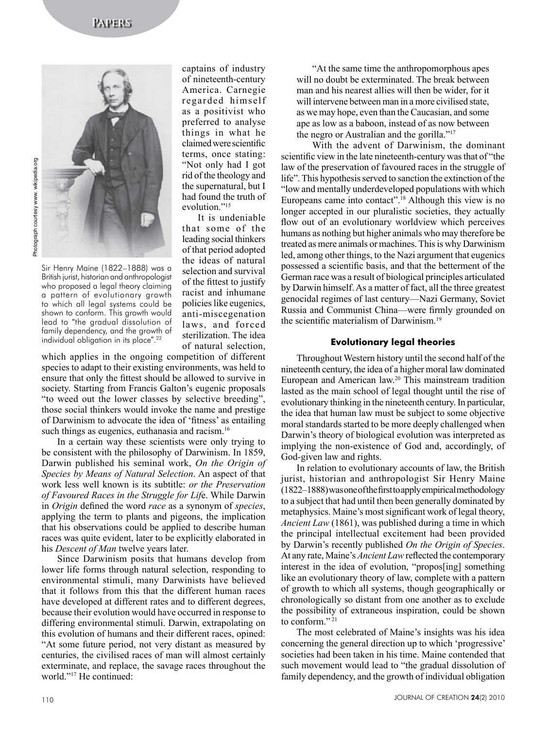captains of industry of nineteenth-century America. Carnegie regarded himself as a positivist who preferred to analyse things in what he claimed were scientific terms, once stating: "Not only had I got rid of the theology and the supernatural, but I had found the truth of evolution."[15]

It is undeniable that some of the leading social thinkers of that period adopted the ideas of natural selection and survival of the fittest to justify racist and inhumane policies like eugenics, anti-miscegenation laws, and forced sterilization. The idea of natural selection, which applies in the ongoing competition of different species to adapt to their existing environments, was held to ensure that only the fittest should be allowed to survive in society. Starting from Francis Galton's eugenic proposals "to weed out the lower classes by selective breeding", those social thinkers would invoke the name and prestige of Darwinism to advocate the idea of 'fitness' as entailing such things as eugenics, euthanasia and racism.[16]

Sir Henry Maine (1822–1888) was a British jurist, historian and anthropologist who proposed a legal theory claiming a pattern of evolutionary growth to which all legal systems could be shown to conform. This growth would lead to "the gradual dissolution of family dependency, and the growth of individual obligation in its place".[22]

Photograph courtesy www. wikipedia.org

In a certain way these scientists were only trying to be consistent with the philosophy of Darwinism. In 1859, Darwin published his seminal work, *On the Origin of Species by Means of Natural Selection*. An aspect of that work less well known is its subtitle: *or the Preservation of Favoured Races in the Struggle for Lif*e. While Darwin in *Origin* defined the word *race* as a synonym of *species*, applying the term to plants and pigeons, the implication that his observations could be applied to describe human races was quite evident, later to be explicitly elaborated in his *Descent of Man* twelve years later.

Since Darwinism posits that humans develop from lower life forms through natural selection, responding to environmental stimuli, many Darwinists have believed that it follows from this that the different human races have developed at different rates and to different degrees, because their evolution would have occurred in response to differing environmental stimuli. Darwin, extrapolating on this evolution of humans and their different races, opined: "At some future period, not very distant as measured by centuries, the civilised races of man will almost certainly exterminate, and replace, the savage races throughout the world."[17] He continued:

> "At the same time the anthropomorphous apes will no doubt be exterminated. The break between man and his nearest allies will then be wider, for it will intervene between man in a more civilised state, as we may hope, even than the Caucasian, and some ape as low as a baboon, instead of as now between the negro or Australian and the gorilla."[17]

With the advent of Darwinism, the dominant scientific view in the late nineteenth-century was that of "the law of the preservation of favoured races in the struggle of life". This hypothesis served to sanction the extinction of the "low and mentally underdeveloped populations with which Europeans came into contact".[18] Although this view is no longer accepted in our pluralistic societies, they actually flow out of an evolutionary worldview which perceives humans as nothing but higher animals who may therefore be treated as mere animals or machines. This is why Darwinism led, among other things, to the Nazi argument that eugenics possessed a scientific basis, and that the betterment of the German race was a result of biological principles articulated by Darwin himself. As a matter of fact, all the three greatest genocidal regimes of last century—Nazi Germany, Soviet Russia and Communist China—were firmly grounded on the scientific materialism of Darwinism.[19]

### Evolutionary legal theories

Throughout Western history until the second half of the nineteenth century, the idea of a higher moral law dominated European and American law.[20] This mainstream tradition lasted as the main school of legal thought until the rise of evolutionary thinking in the nineteenth century. In particular, the idea that human law must be subject to some objective moral standards started to be more deeply challenged when Darwin's theory of biological evolution was interpreted as implying the non-existence of God and, accordingly, of God-given law and rights.

In relation to evolutionary accounts of law, the British jurist, historian and anthropologist Sir Henry Maine (1822–1888) was one of the first to apply empirical methodology to a subject that had until then been generally dominated by metaphysics. Maine's most significant work of legal theory, *Ancient Law* (1861), was published during a time in which the principal intellectual excitement had been provided by Darwin's recently published *On the Origin of Species*. At any rate, Maine's *Ancient Law* reflected the contemporary interest in the idea of evolution, "propos[ing] something like an evolutionary theory of law, complete with a pattern of growth to which all systems, though geographically or chronologically so distant from one another as to exclude the possibility of extraneous inspiration, could be shown to conform."[21]

The most celebrated of Maine's insights was his idea concerning the general direction up to which 'progressive' societies had been taken in his time. Maine contended that such movement would lead to "the gradual dissolution of family dependency, and the growth of individual obligation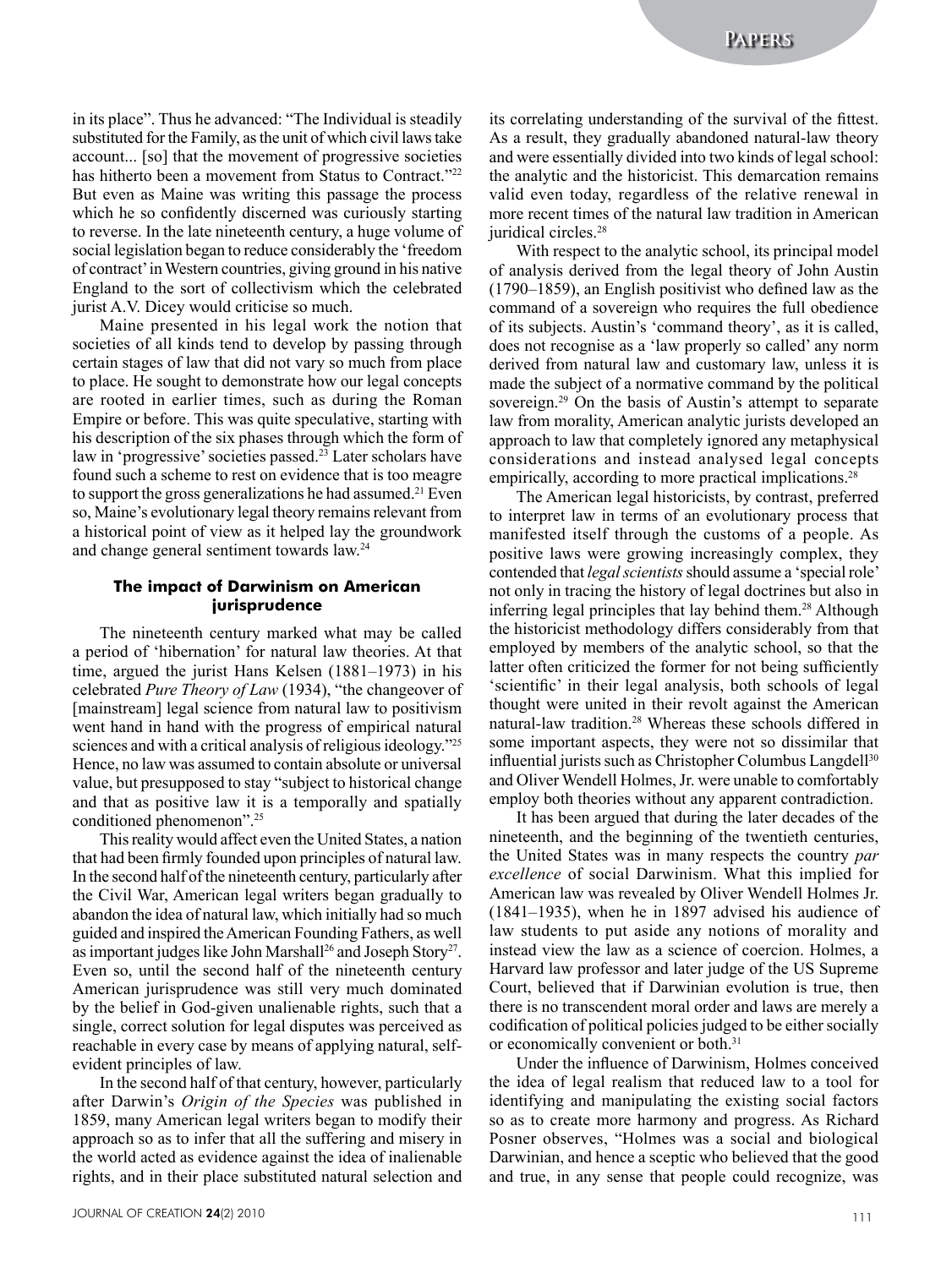in its place". Thus he advanced: "The Individual is steadily substituted for the Family, as the unit of which civil laws take account... [so] that the movement of progressive societies has hitherto been a movement from Status to Contract."[22] But even as Maine was writing this passage the process which he so confidently discerned was curiously starting to reverse. In the late nineteenth century, a huge volume of social legislation began to reduce considerably the 'freedom of contract' in Western countries, giving ground in his native England to the sort of collectivism which the celebrated jurist A.V. Dicey would criticise so much.

Maine presented in his legal work the notion that societies of all kinds tend to develop by passing through certain stages of law that did not vary so much from place to place. He sought to demonstrate how our legal concepts are rooted in earlier times, such as during the Roman Empire or before. This was quite speculative, starting with his description of the six phases through which the form of law in 'progressive' societies passed.[23] Later scholars have found such a scheme to rest on evidence that is too meagre to support the gross generalizations he had assumed.[21] Even so, Maine's evolutionary legal theory remains relevant from a historical point of view as it helped lay the groundwork and change general sentiment towards law.[24]

### The impact of Darwinism on American jurisprudence

The nineteenth century marked what may be called a period of 'hibernation' for natural law theories. At that time, argued the jurist Hans Kelsen (1881–1973) in his celebrated *Pure Theory of Law* (1934), "the changeover of [mainstream] legal science from natural law to positivism went hand in hand with the progress of empirical natural sciences and with a critical analysis of religious ideology."[25] Hence, no law was assumed to contain absolute or universal value, but presupposed to stay "subject to historical change and that as positive law it is a temporally and spatially conditioned phenomenon".[25]

This reality would affect even the United States, a nation that had been firmly founded upon principles of natural law. In the second half of the nineteenth century, particularly after the Civil War, American legal writers began gradually to abandon the idea of natural law, which initially had so much guided and inspired the American Founding Fathers, as well as important judges like John Marshall[26] and Joseph Story[27]. Even so, until the second half of the nineteenth century American jurisprudence was still very much dominated by the belief in God-given unalienable rights, such that a single, correct solution for legal disputes was perceived as reachable in every case by means of applying natural, self-evident principles of law.

In the second half of that century, however, particularly after Darwin's *Origin of the Species* was published in 1859, many American legal writers began to modify their approach so as to infer that all the suffering and misery in the world acted as evidence against the idea of inalienable rights, and in their place substituted natural selection and its correlating understanding of the survival of the fittest. As a result, they gradually abandoned natural-law theory and were essentially divided into two kinds of legal school: the analytic and the historicist. This demarcation remains valid even today, regardless of the relative renewal in more recent times of the natural law tradition in American juridical circles.[28]

With respect to the analytic school, its principal model of analysis derived from the legal theory of John Austin (1790–1859), an English positivist who defined law as the command of a sovereign who requires the full obedience of its subjects. Austin's 'command theory', as it is called, does not recognise as a 'law properly so called' any norm derived from natural law and customary law, unless it is made the subject of a normative command by the political sovereign.[29] On the basis of Austin's attempt to separate law from morality, American analytic jurists developed an approach to law that completely ignored any metaphysical considerations and instead analysed legal concepts empirically, according to more practical implications.[28]

The American legal historicists, by contrast, preferred to interpret law in terms of an evolutionary process that manifested itself through the customs of a people. As positive laws were growing increasingly complex, they contended that *legal scientists* should assume a 'special role' not only in tracing the history of legal doctrines but also in inferring legal principles that lay behind them.[28] Although the historicist methodology differs considerably from that employed by members of the analytic school, so that the latter often criticized the former for not being sufficiently 'scientific' in their legal analysis, both schools of legal thought were united in their revolt against the American natural-law tradition.[28] Whereas these schools differed in some important aspects, they were not so dissimilar that influential jurists such as Christopher Columbus Langdell[30] and Oliver Wendell Holmes, Jr. were unable to comfortably employ both theories without any apparent contradiction.

It has been argued that during the later decades of the nineteenth, and the beginning of the twentieth centuries, the United States was in many respects the country *par excellence* of social Darwinism. What this implied for American law was revealed by Oliver Wendell Holmes Jr. (1841–1935), when he in 1897 advised his audience of law students to put aside any notions of morality and instead view the law as a science of coercion. Holmes, a Harvard law professor and later judge of the US Supreme Court, believed that if Darwinian evolution is true, then there is no transcendent moral order and laws are merely a codification of political policies judged to be either socially or economically convenient or both.[31]

Under the influence of Darwinism, Holmes conceived the idea of legal realism that reduced law to a tool for identifying and manipulating the existing social factors so as to create more harmony and progress. As Richard Posner observes, "Holmes was a social and biological Darwinian, and hence a sceptic who believed that the good and true, in any sense that people could recognize, was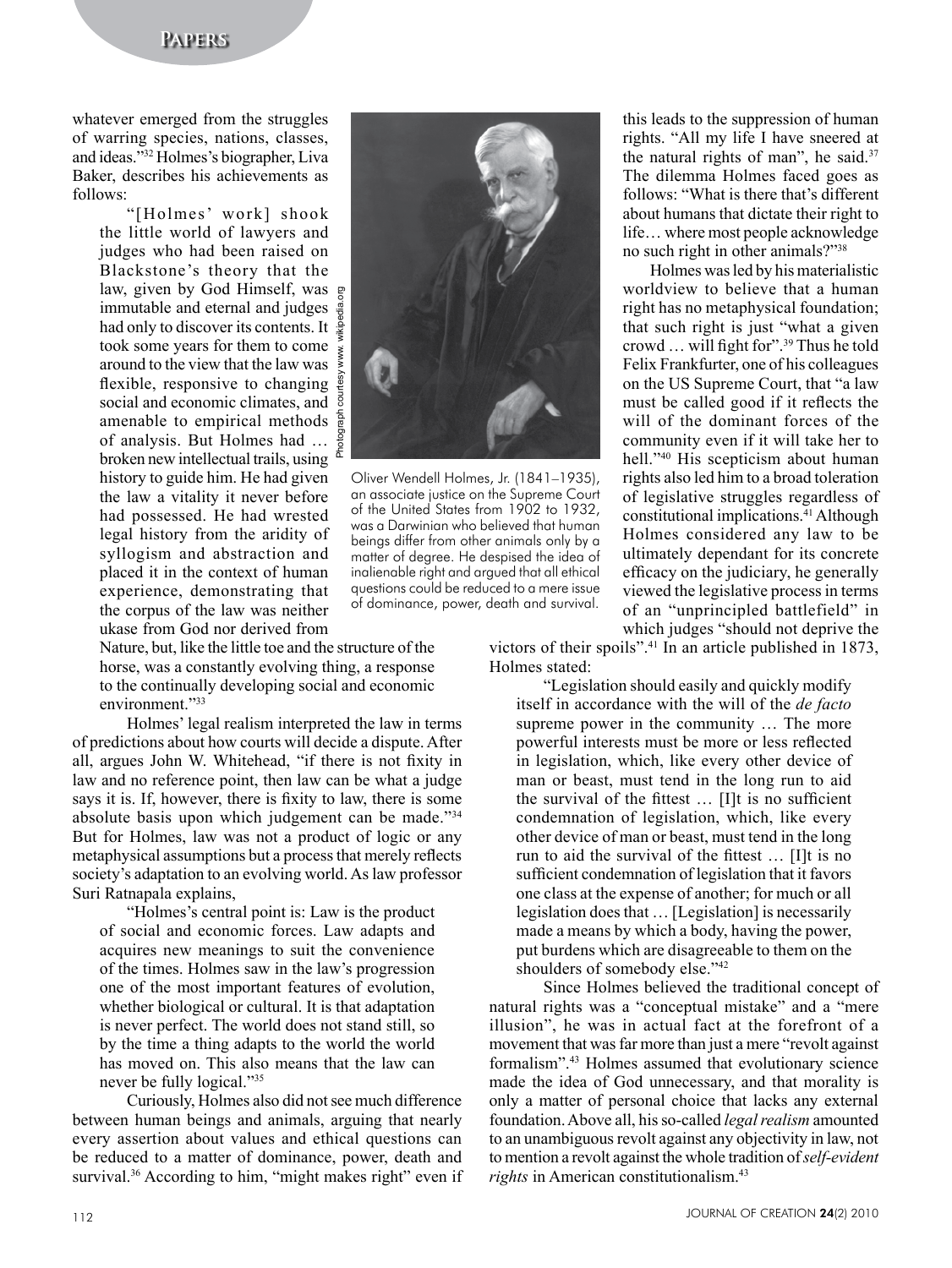whatever emerged from the struggles of warring species, nations, classes, and ideas."[32] Holmes's biographer, Liva Baker, describes his achievements as follows:

> "[Holmes' work] shook the little world of lawyers and judges who had been raised on Blackstone's theory that the law, given by God Himself, was immutable and eternal and judges had only to discover its contents. It took some years for them to come around to the view that the law was flexible, responsive to changing social and economic climates, and amenable to empirical methods of analysis. But Holmes had … broken new intellectual trails, using history to guide him. He had given the law a vitality it never before had possessed. He had wrested legal history from the aridity of syllogism and abstraction and placed it in the context of human experience, demonstrating that the corpus of the law was neither ukase from God nor derived from Nature, but, like the little toe and the structure of the horse, was a constantly evolving thing, a response to the continually developing social and economic environment."[33]

Photograph courtesy www. wikipedia.org

Oliver Wendell Holmes, Jr. (1841–1935), an associate justice on the Supreme Court of the United States from 1902 to 1932, was a Darwinian who believed that human beings differ from other animals only by a matter of degree. He despised the idea of inalienable right and argued that all ethical questions could be reduced to a mere issue of dominance, power, death and survival.

Holmes' legal realism interpreted the law in terms of predictions about how courts will decide a dispute. After all, argues John W. Whitehead, "if there is not fixity in law and no reference point, then law can be what a judge says it is. If, however, there is fixity to law, there is some absolute basis upon which judgement can be made."[34] But for Holmes, law was not a product of logic or any metaphysical assumptions but a process that merely reflects society's adaptation to an evolving world. As law professor Suri Ratnapala explains,

> "Holmes's central point is: Law is the product of social and economic forces. Law adapts and acquires new meanings to suit the convenience of the times. Holmes saw in the law's progression one of the most important features of evolution, whether biological or cultural. It is that adaptation is never perfect. The world does not stand still, so by the time a thing adapts to the world the world has moved on. This also means that the law can never be fully logical."[35]

Curiously, Holmes also did not see much difference between human beings and animals, arguing that nearly every assertion about values and ethical questions can be reduced to a matter of dominance, power, death and survival.[36] According to him, "might makes right" even if this leads to the suppression of human rights. "All my life I have sneered at the natural rights of man", he said.[37] The dilemma Holmes faced goes as follows: "What is there that's different about humans that dictate their right to life… where most people acknowledge no such right in other animals?"[38]

Holmes was led by his materialistic worldview to believe that a human right has no metaphysical foundation; that such right is just "what a given crowd … will fight for".[39] Thus he told Felix Frankfurter, one of his colleagues on the US Supreme Court, that "a law must be called good if it reflects the will of the dominant forces of the community even if it will take her to hell."[40] His scepticism about human rights also led him to a broad toleration of legislative struggles regardless of constitutional implications.[41] Although Holmes considered any law to be ultimately dependant for its concrete efficacy on the judiciary, he generally viewed the legislative process in terms of an "unprincipled battlefield" in which judges "should not deprive the victors of their spoils".[41] In an article published in 1873, Holmes stated:

> "Legislation should easily and quickly modify itself in accordance with the will of the *de facto* supreme power in the community … The more powerful interests must be more or less reflected in legislation, which, like every other device of man or beast, must tend in the long run to aid the survival of the fittest … [I]t is no sufficient condemnation of legislation, which, like every other device of man or beast, must tend in the long run to aid the survival of the fittest … [I]t is no sufficient condemnation of legislation that it favors one class at the expense of another; for much or all legislation does that … [Legislation] is necessarily made a means by which a body, having the power, put burdens which are disagreeable to them on the shoulders of somebody else."[42]

Since Holmes believed the traditional concept of natural rights was a "conceptual mistake" and a "mere illusion", he was in actual fact at the forefront of a movement that was far more than just a mere "revolt against formalism".[43] Holmes assumed that evolutionary science made the idea of God unnecessary, and that morality is only a matter of personal choice that lacks any external foundation. Above all, his so-called *legal realism* amounted to an unambiguous revolt against any objectivity in law, not to mention a revolt against the whole tradition of *self-evident rights* in American constitutionalism.[43]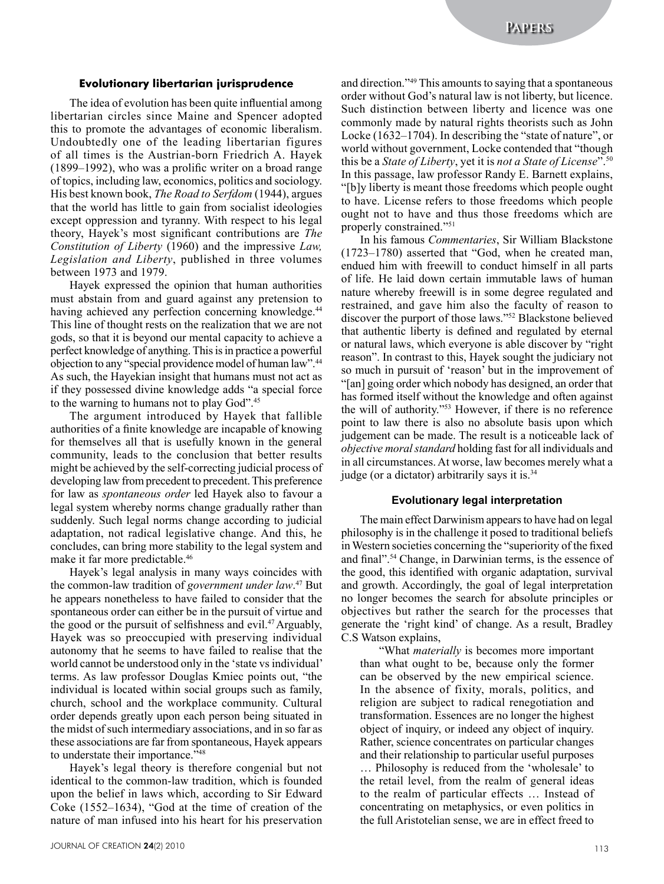### Evolutionary libertarian jurisprudence

The idea of evolution has been quite influential among libertarian circles since Maine and Spencer adopted this to promote the advantages of economic liberalism. Undoubtedly one of the leading libertarian figures of all times is the Austrian-born Friedrich A. Hayek (1899–1992), who was a prolific writer on a broad range of topics, including law, economics, politics and sociology. His best known book, *The Road to Serfdom* (1944), argues that the world has little to gain from socialist ideologies except oppression and tyranny. With respect to his legal theory, Hayek's most significant contributions are *The Constitution of Liberty* (1960) and the impressive *Law, Legislation and Liberty*, published in three volumes between 1973 and 1979.

Hayek expressed the opinion that human authorities must abstain from and guard against any pretension to having achieved any perfection concerning knowledge.[44] This line of thought rests on the realization that we are not gods, so that it is beyond our mental capacity to achieve a perfect knowledge of anything. This is in practice a powerful objection to any "special providence model of human law".[44] As such, the Hayekian insight that humans must not act as if they possessed divine knowledge adds "a special force to the warning to humans not to play God".[45]

The argument introduced by Hayek that fallible authorities of a finite knowledge are incapable of knowing for themselves all that is usefully known in the general community, leads to the conclusion that better results might be achieved by the self-correcting judicial process of developing law from precedent to precedent. This preference for law as *spontaneous order* led Hayek also to favour a legal system whereby norms change gradually rather than suddenly. Such legal norms change according to judicial adaptation, not radical legislative change. And this, he concludes, can bring more stability to the legal system and make it far more predictable.[46]

Hayek's legal analysis in many ways coincides with the common-law tradition of *government under law*.[47] But he appears nonetheless to have failed to consider that the spontaneous order can either be in the pursuit of virtue and the good or the pursuit of selfishness and evil.[47] Arguably, Hayek was so preoccupied with preserving individual autonomy that he seems to have failed to realise that the world cannot be understood only in the 'state vs individual' terms. As law professor Douglas Kmiec points out, "the individual is located within social groups such as family, church, school and the workplace community. Cultural order depends greatly upon each person being situated in the midst of such intermediary associations, and in so far as these associations are far from spontaneous, Hayek appears to understate their importance."[48]

Hayek's legal theory is therefore congenial but not identical to the common-law tradition, which is founded upon the belief in laws which, according to Sir Edward Coke (1552–1634), "God at the time of creation of the nature of man infused into his heart for his preservation and direction."[49] This amounts to saying that a spontaneous order without God's natural law is not liberty, but licence. Such distinction between liberty and licence was one commonly made by natural rights theorists such as John Locke (1632–1704). In describing the "state of nature", or world without government, Locke contended that "though this be a *State of Liberty*, yet it is *not a State of License*".[50] In this passage, law professor Randy E. Barnett explains, "[b]y liberty is meant those freedoms which people ought to have. License refers to those freedoms which people ought not to have and thus those freedoms which are properly constrained."[51]

In his famous *Commentaries*, Sir William Blackstone (1723–1780) asserted that "God, when he created man, endued him with freewill to conduct himself in all parts of life. He laid down certain immutable laws of human nature whereby freewill is in some degree regulated and restrained, and gave him also the faculty of reason to discover the purport of those laws."[52] Blackstone believed that authentic liberty is defined and regulated by eternal or natural laws, which everyone is able discover by "right reason". In contrast to this, Hayek sought the judiciary not so much in pursuit of 'reason' but in the improvement of "[an] going order which nobody has designed, an order that has formed itself without the knowledge and often against the will of authority."[53] However, if there is no reference point to law there is also no absolute basis upon which judgement can be made. The result is a noticeable lack of *objective moral standard* holding fast for all individuals and in all circumstances. At worse, law becomes merely what a judge (or a dictator) arbitrarily says it is.[34]

### Evolutionary legal interpretation

The main effect Darwinism appears to have had on legal philosophy is in the challenge it posed to traditional beliefs in Western societies concerning the "superiority of the fixed and final".[54] Change, in Darwinian terms, is the essence of the good, this identified with organic adaptation, survival and growth. Accordingly, the goal of legal interpretation no longer becomes the search for absolute principles or objectives but rather the search for the processes that generate the 'right kind' of change. As a result, Bradley C.S Watson explains,

> "What *materially* is becomes more important than what ought to be, because only the former can be observed by the new empirical science. In the absence of fixity, morals, politics, and religion are subject to radical renegotiation and transformation. Essences are no longer the highest object of inquiry, or indeed any object of inquiry. Rather, science concentrates on particular changes and their relationship to particular useful purposes … Philosophy is reduced from the 'wholesale' to the retail level, from the realm of general ideas to the realm of particular effects … Instead of concentrating on metaphysics, or even politics in the full Aristotelian sense, we are in effect freed to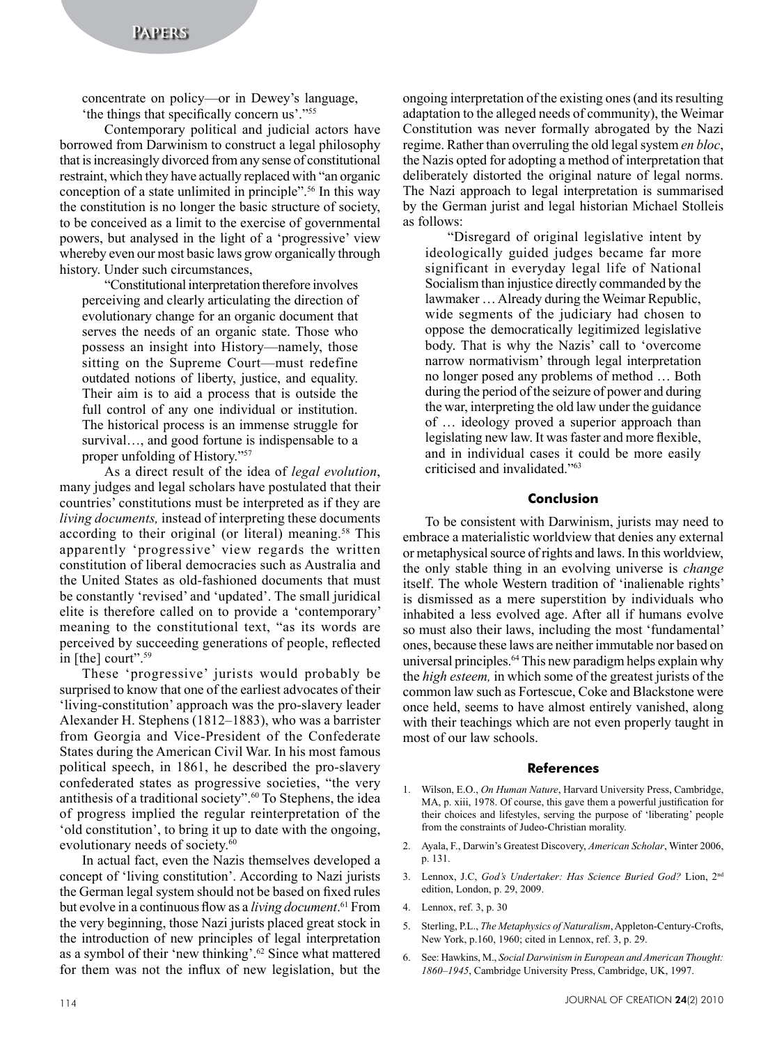concentrate on policy—or in Dewey's language, 'the things that specifically concern us'."[55]

Contemporary political and judicial actors have borrowed from Darwinism to construct a legal philosophy that is increasingly divorced from any sense of constitutional restraint, which they have actually replaced with "an organic conception of a state unlimited in principle".[56] In this way the constitution is no longer the basic structure of society, to be conceived as a limit to the exercise of governmental powers, but analysed in the light of a 'progressive' view whereby even our most basic laws grow organically through history. Under such circumstances,

> "Constitutional interpretation therefore involves perceiving and clearly articulating the direction of evolutionary change for an organic document that serves the needs of an organic state. Those who possess an insight into History—namely, those sitting on the Supreme Court—must redefine outdated notions of liberty, justice, and equality. Their aim is to aid a process that is outside the full control of any one individual or institution. The historical process is an immense struggle for survival…, and good fortune is indispensable to a proper unfolding of History."[57]

As a direct result of the idea of *legal evolution*, many judges and legal scholars have postulated that their countries' constitutions must be interpreted as if they are *living documents,* instead of interpreting these documents according to their original (or literal) meaning.[58] This apparently 'progressive' view regards the written constitution of liberal democracies such as Australia and the United States as old-fashioned documents that must be constantly 'revised' and 'updated'. The small juridical elite is therefore called on to provide a 'contemporary' meaning to the constitutional text, "as its words are perceived by succeeding generations of people, reflected in [the] court".[59]

These 'progressive' jurists would probably be surprised to know that one of the earliest advocates of their 'living-constitution' approach was the pro-slavery leader Alexander H. Stephens (1812–1883), who was a barrister from Georgia and Vice-President of the Confederate States during the American Civil War. In his most famous political speech, in 1861, he described the pro-slavery confederated states as progressive societies, "the very antithesis of a traditional society".[60] To Stephens, the idea of progress implied the regular reinterpretation of the 'old constitution', to bring it up to date with the ongoing, evolutionary needs of society.[60]

In actual fact, even the Nazis themselves developed a concept of 'living constitution'. According to Nazi jurists the German legal system should not be based on fixed rules but evolve in a continuous flow as a *living document*.[61] From the very beginning, those Nazi jurists placed great stock in the introduction of new principles of legal interpretation as a symbol of their 'new thinking'.[62] Since what mattered for them was not the influx of new legislation, but the ongoing interpretation of the existing ones (and its resulting adaptation to the alleged needs of community), the Weimar Constitution was never formally abrogated by the Nazi regime. Rather than overruling the old legal system *en bloc*, the Nazis opted for adopting a method of interpretation that deliberately distorted the original nature of legal norms. The Nazi approach to legal interpretation is summarised by the German jurist and legal historian Michael Stolleis as follows:

> "Disregard of original legislative intent by ideologically guided judges became far more significant in everyday legal life of National Socialism than injustice directly commanded by the lawmaker … Already during the Weimar Republic, wide segments of the judiciary had chosen to oppose the democratically legitimized legislative body. That is why the Nazis' call to 'overcome narrow normativism' through legal interpretation no longer posed any problems of method … Both during the period of the seizure of power and during the war, interpreting the old law under the guidance of … ideology proved a superior approach than legislating new law. It was faster and more flexible, and in individual cases it could be more easily criticised and invalidated."[63]

## Conclusion

To be consistent with Darwinism, jurists may need to embrace a materialistic worldview that denies any external or metaphysical source of rights and laws. In this worldview, the only stable thing in an evolving universe is *change* itself. The whole Western tradition of 'inalienable rights' is dismissed as a mere superstition by individuals who inhabited a less evolved age. After all if humans evolve so must also their laws, including the most 'fundamental' ones, because these laws are neither immutable nor based on universal principles.[64] This new paradigm helps explain why the *high esteem,* in which some of the greatest jurists of the common law such as Fortescue, Coke and Blackstone were once held, seems to have almost entirely vanished, along with their teachings which are not even properly taught in most of our law schools.

## References

1. Wilson, E.O., *On Human Nature*, Harvard University Press, Cambridge, MA, p. xiii, 1978. Of course, this gave them a powerful justification for their choices and lifestyles, serving the purpose of 'liberating' people from the constraints of Judeo-Christian morality.
2. Ayala, F., Darwin's Greatest Discovery, *American Scholar*, Winter 2006, p. 131.
3. Lennox, J.C, *God's Undertaker: Has Science Buried God?* Lion, 2nd edition, London, p. 29, 2009.
4. Lennox, ref. 3, p. 30
5. Sterling, P.L., *The Metaphysics of Naturalism*, Appleton-Century-Crofts, New York, p.160, 1960; cited in Lennox, ref. 3, p. 29.
6. See: Hawkins, M., *Social Darwinism in European and American Thought: 1860–1945*, Cambridge University Press, Cambridge, UK, 1997.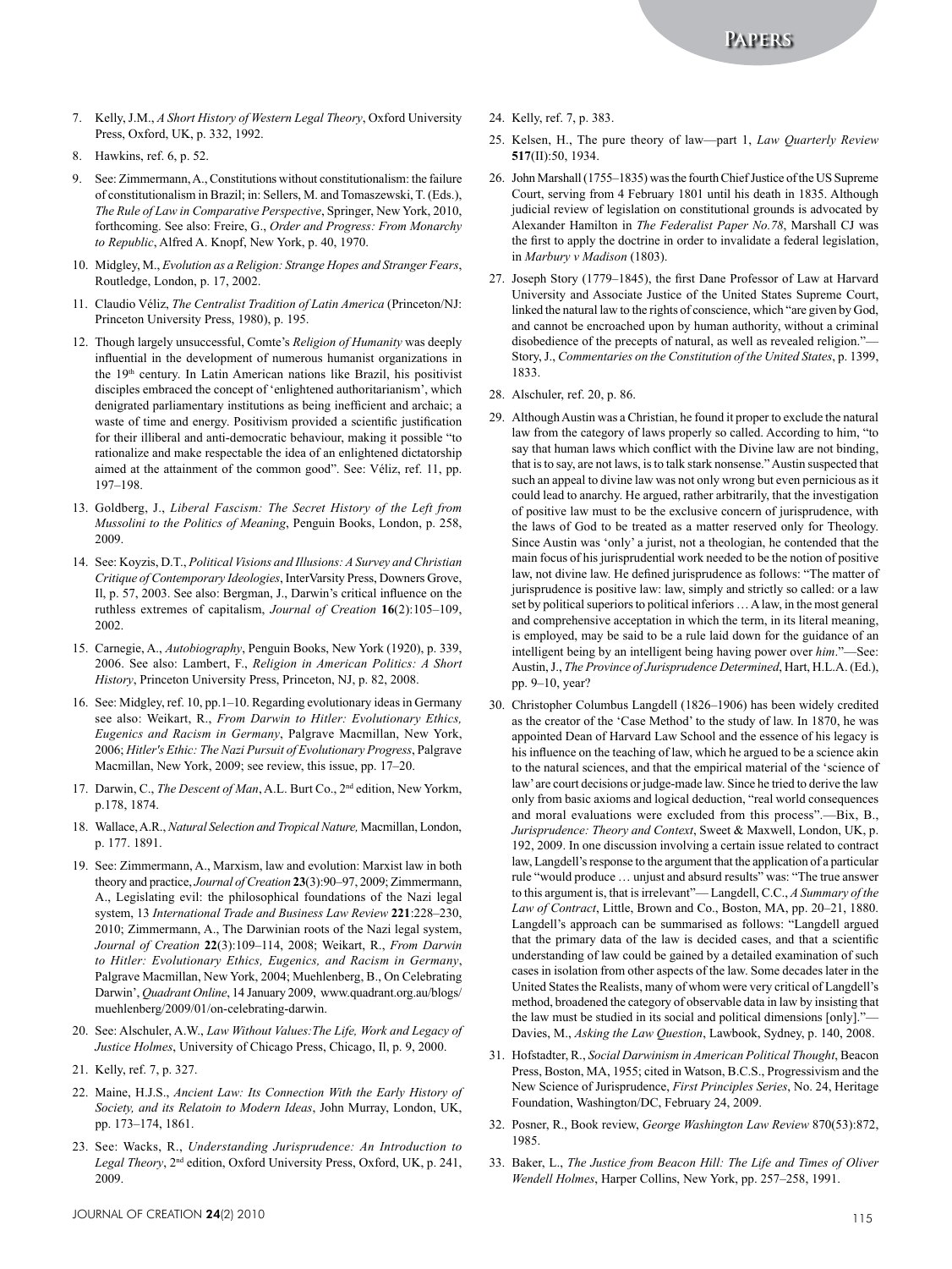7. Kelly, J.M., *A Short History of Western Legal Theory*, Oxford University Press, Oxford, UK, p. 332, 1992.
8. Hawkins, ref. 6, p. 52.
9. See: Zimmermann, A., Constitutions without constitutionalism: the failure of constitutionalism in Brazil; in: Sellers, M. and Tomaszewski, T. (Eds.), *The Rule of Law in Comparative Perspective*, Springer, New York, 2010, forthcoming. See also: Freire, G., *Order and Progress: From Monarchy to Republic*, Alfred A. Knopf, New York, p. 40, 1970.
10. Midgley, M., *Evolution as a Religion: Strange Hopes and Stranger Fears*, Routledge, London, p. 17, 2002.
11. Claudio Véliz, *The Centralist Tradition of Latin America* (Princeton/NJ: Princeton University Press, 1980), p. 195.
12. Though largely unsuccessful, Comte's *Religion of Humanity* was deeply influential in the development of numerous humanist organizations in the 19th century. In Latin American nations like Brazil, his positivist disciples embraced the concept of 'enlightened authoritarianism', which denigrated parliamentary institutions as being inefficient and archaic; a waste of time and energy. Positivism provided a scientific justification for their illiberal and anti-democratic behaviour, making it possible "to rationalize and make respectable the idea of an enlightened dictatorship aimed at the attainment of the common good". See: Véliz, ref. 11, pp. 197–198.
13. Goldberg, J., *Liberal Fascism: The Secret History of the Left from Mussolini to the Politics of Meaning*, Penguin Books, London, p. 258, 2009.
14. See: Koyzis, D.T., *Political Visions and Illusions: A Survey and Christian Critique of Contemporary Ideologies*, InterVarsity Press, Downers Grove, Il, p. 57, 2003. See also: Bergman, J., Darwin's critical influence on the ruthless extremes of capitalism, *Journal of Creation* **16**(2):105–109, 2002.
15. Carnegie, A., *Autobiography*, Penguin Books, New York (1920), p. 339, 2006. See also: Lambert, F., *Religion in American Politics: A Short History*, Princeton University Press, Princeton, NJ, p. 82, 2008.
16. See: Midgley, ref. 10, pp.1–10. Regarding evolutionary ideas in Germany see also: Weikart, R., *From Darwin to Hitler: Evolutionary Ethics, Eugenics and Racism in Germany*, Palgrave Macmillan, New York, 2006; *Hitler's Ethic: The Nazi Pursuit of Evolutionary Progress*, Palgrave Macmillan, New York, 2009; see review, this issue, pp. 17–20.
17. Darwin, C., *The Descent of Man*, A.L. Burt Co., 2nd edition, New Yorkm, p.178, 1874.
18. Wallace, A.R., *Natural Selection and Tropical Nature,* Macmillan, London, p. 177. 1891.
19. See: Zimmermann, A., Marxism, law and evolution: Marxist law in both theory and practice, *Journal of Creation* **23**(3):90–97, 2009; Zimmermann, A., Legislating evil: the philosophical foundations of the Nazi legal system, 13 *International Trade and Business Law Review* **221**:228–230, 2010; Zimmermann, A., The Darwinian roots of the Nazi legal system, *Journal of Creation* **22**(3):109–114, 2008; Weikart, R., *From Darwin to Hitler: Evolutionary Ethics, Eugenics, and Racism in Germany*, Palgrave Macmillan, New York, 2004; Muehlenberg, B., On Celebrating Darwin', *Quadrant Online*, 14 January 2009, www.quadrant.org.au/blogs/muehlenberg/2009/01/on-celebrating-darwin.
20. See: Alschuler, A.W., *Law Without Values:The Life, Work and Legacy of Justice Holmes*, University of Chicago Press, Chicago, Il, p. 9, 2000.
21. Kelly, ref. 7, p. 327.
22. Maine, H.J.S., *Ancient Law: Its Connection With the Early History of Society, and its Relatoin to Modern Ideas*, John Murray, London, UK, pp. 173–174, 1861.
23. See: Wacks, R., *Understanding Jurisprudence: An Introduction to Legal Theory*, 2nd edition, Oxford University Press, Oxford, UK, p. 241, 2009.
24. Kelly, ref. 7, p. 383.
25. Kelsen, H., The pure theory of law—part 1, *Law Quarterly Review* **517**(II):50, 1934.
26. John Marshall (1755–1835) was the fourth Chief Justice of the US Supreme Court, serving from 4 February 1801 until his death in 1835. Although judicial review of legislation on constitutional grounds is advocated by Alexander Hamilton in *The Federalist Paper No.78*, Marshall CJ was the first to apply the doctrine in order to invalidate a federal legislation, in *Marbury v Madison* (1803).
27. Joseph Story (1779–1845), the first Dane Professor of Law at Harvard University and Associate Justice of the United States Supreme Court, linked the natural law to the rights of conscience, which "are given by God, and cannot be encroached upon by human authority, without a criminal disobedience of the precepts of natural, as well as revealed religion."—Story, J., *Commentaries on the Constitution of the United States*, p. 1399, 1833.
28. Alschuler, ref. 20, p. 86.
29. Although Austin was a Christian, he found it proper to exclude the natural law from the category of laws properly so called. According to him, "to say that human laws which conflict with the Divine law are not binding, that is to say, are not laws, is to talk stark nonsense." Austin suspected that such an appeal to divine law was not only wrong but even pernicious as it could lead to anarchy. He argued, rather arbitrarily, that the investigation of positive law must to be the exclusive concern of jurisprudence, with the laws of God to be treated as a matter reserved only for Theology. Since Austin was 'only' a jurist, not a theologian, he contended that the main focus of his jurisprudential work needed to be the notion of positive law, not divine law. He defined jurisprudence as follows: "The matter of jurisprudence is positive law: law, simply and strictly so called: or a law set by political superiors to political inferiors … A law, in the most general and comprehensive acceptation in which the term, in its literal meaning, is employed, may be said to be a rule laid down for the guidance of an intelligent being by an intelligent being having power over *him*."—See: Austin, J., *The Province of Jurisprudence Determined*, Hart, H.L.A. (Ed.), pp. 9–10, year?
30. Christopher Columbus Langdell (1826–1906) has been widely credited as the creator of the 'Case Method' to the study of law. In 1870, he was appointed Dean of Harvard Law School and the essence of his legacy is his influence on the teaching of law, which he argued to be a science akin to the natural sciences, and that the empirical material of the 'science of law' are court decisions or judge-made law. Since he tried to derive the law only from basic axioms and logical deduction, "real world consequences and moral evaluations were excluded from this process".—Bix, B., *Jurisprudence: Theory and Context*, Sweet & Maxwell, London, UK, p. 192, 2009. In one discussion involving a certain issue related to contract law, Langdell's response to the argument that the application of a particular rule "would produce … unjust and absurd results" was: "The true answer to this argument is, that is irrelevant"— Langdell, C.C., *A Summary of the Law of Contract*, Little, Brown and Co., Boston, MA, pp. 20–21, 1880. Langdell's approach can be summarised as follows: "Langdell argued that the primary data of the law is decided cases, and that a scientific understanding of law could be gained by a detailed examination of such cases in isolation from other aspects of the law. Some decades later in the United States the Realists, many of whom were very critical of Langdell's method, broadened the category of observable data in law by insisting that the law must be studied in its social and political dimensions [only]."—Davies, M., *Asking the Law Question*, Lawbook, Sydney, p. 140, 2008.
31. Hofstadter, R., *Social Darwinism in American Political Thought*, Beacon Press, Boston, MA, 1955; cited in Watson, B.C.S., Progressivism and the New Science of Jurisprudence, *First Principles Series*, No. 24, Heritage Foundation, Washington/DC, February 24, 2009.
32. Posner, R., Book review, *George Washington Law Review* 870(53):872, 1985.
33. Baker, L., *The Justice from Beacon Hill: The Life and Times of Oliver Wendell Holmes*, Harper Collins, New York, pp. 257–258, 1991.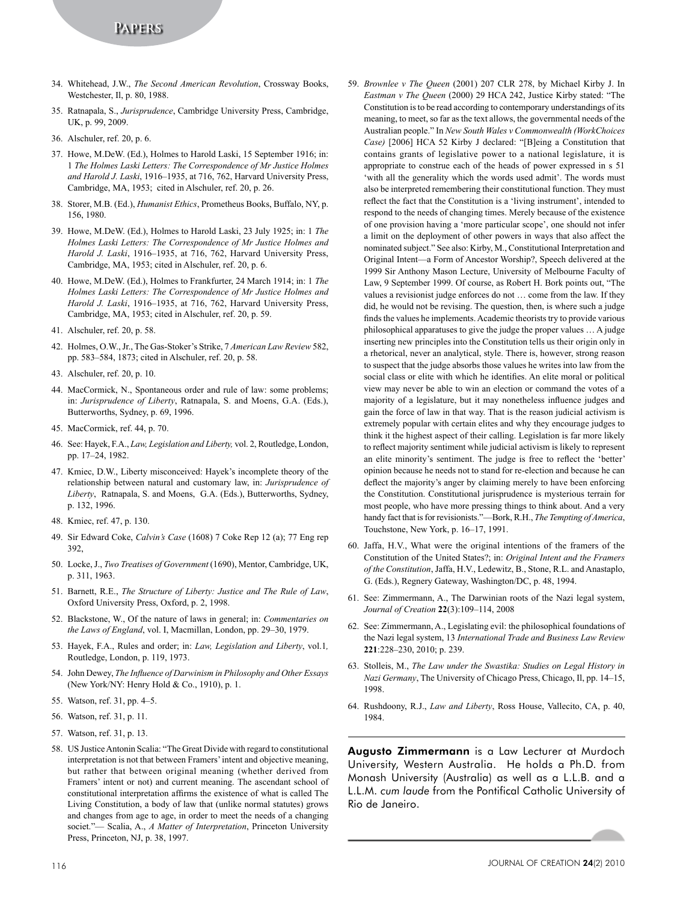34. Whitehead, J.W., *The Second American Revolution*, Crossway Books, Westchester, Il, p. 80, 1988.
35. Ratnapala, S., *Jurisprudence*, Cambridge University Press, Cambridge, UK, p. 99, 2009.
36. Alschuler, ref. 20, p. 6.
37. Howe, M.DeW. (Ed.), Holmes to Harold Laski, 15 September 1916; in: 1 *The Holmes Laski Letters: The Correspondence of Mr Justice Holmes and Harold J. Laski*, 1916–1935, at 716, 762, Harvard University Press, Cambridge, MA, 1953; cited in Alschuler, ref. 20, p. 26.
38. Storer, M.B. (Ed.), *Humanist Ethics*, Prometheus Books, Buffalo, NY, p. 156, 1980.
39. Howe, M.DeW. (Ed.), Holmes to Harold Laski, 23 July 1925; in: 1 *The Holmes Laski Letters: The Correspondence of Mr Justice Holmes and Harold J. Laski*, 1916–1935, at 716, 762, Harvard University Press, Cambridge, MA, 1953; cited in Alschuler, ref. 20, p. 6.
40. Howe, M.DeW. (Ed.), Holmes to Frankfurter, 24 March 1914; in: 1 *The Holmes Laski Letters: The Correspondence of Mr Justice Holmes and Harold J. Laski*, 1916–1935, at 716, 762, Harvard University Press, Cambridge, MA, 1953; cited in Alschuler, ref. 20, p. 59.
41. Alschuler, ref. 20, p. 58.
42. Holmes, O.W., Jr., The Gas-Stoker's Strike, 7 *American Law Review* 582, pp. 583–584, 1873; cited in Alschuler, ref. 20, p. 58.
43. Alschuler, ref. 20, p. 10.
44. MacCormick, N., Spontaneous order and rule of law: some problems; in: *Jurisprudence of Liberty*, Ratnapala, S. and Moens, G.A. (Eds.), Butterworths, Sydney, p. 69, 1996.
45. MacCormick, ref. 44, p. 70.
46. See: Hayek, F.A., *Law, Legislation and Liberty,* vol. 2, Routledge, London, pp. 17–24, 1982.
47. Kmiec, D.W., Liberty misconceived: Hayek's incomplete theory of the relationship between natural and customary law, in: *Jurisprudence of Liberty*, Ratnapala, S. and Moens, G.A. (Eds.), Butterworths, Sydney, p. 132, 1996.
48. Kmiec, ref. 47, p. 130.
49. Sir Edward Coke, *Calvin's Case* (1608) 7 Coke Rep 12 (a); 77 Eng rep 392,
50. Locke, J., *Two Treatises of Government* (1690), Mentor, Cambridge, UK, p. 311, 1963.
51. Barnett, R.E., *The Structure of Liberty: Justice and The Rule of Law*, Oxford University Press, Oxford, p. 2, 1998.
52. Blackstone, W., Of the nature of laws in general; in: *Commentaries on the Laws of England*, vol. I, Macmillan, London, pp. 29–30, 1979.
53. Hayek, F.A., Rules and order; in: *Law, Legislation and Liberty*, vol.1, Routledge, London, p. 119, 1973.
54. John Dewey, *The Influence of Darwinism in Philosophy and Other Essays* (New York/NY: Henry Hold & Co., 1910), p. 1.
55. Watson, ref. 31, pp. 4–5.
56. Watson, ref. 31, p. 11.
57. Watson, ref. 31, p. 13.
58. US Justice Antonin Scalia: "The Great Divide with regard to constitutional interpretation is not that between Framers' intent and objective meaning, but rather that between original meaning (whether derived from Framers' intent or not) and current meaning. The ascendant school of constitutional interpretation affirms the existence of what is called The Living Constitution, a body of law that (unlike normal statutes) grows and changes from age to age, in order to meet the needs of a changing societ."— Scalia, A., *A Matter of Interpretation*, Princeton University Press, Princeton, NJ, p. 38, 1997.
59. *Brownlee v The Queen* (2001) 207 CLR 278, by Michael Kirby J. In *Eastman v The Queen* (2000) 29 HCA 242, Justice Kirby stated: "The Constitution is to be read according to contemporary understandings of its meaning, to meet, so far as the text allows, the governmental needs of the Australian people." In *New South Wales v Commonwealth (WorkChoices Case)* [2006] HCA 52 Kirby J declared: "[B]eing a Constitution that contains grants of legislative power to a national legislature, it is appropriate to construe each of the heads of power expressed in s 51 'with all the generality which the words used admit'. The words must also be interpreted remembering their constitutional function. They must reflect the fact that the Constitution is a 'living instrument', intended to respond to the needs of changing times. Merely because of the existence of one provision having a 'more particular scope', one should not infer a limit on the deployment of other powers in ways that also affect the nominated subject." See also: Kirby, M., Constitutional Interpretation and Original Intent—a Form of Ancestor Worship?, Speech delivered at the 1999 Sir Anthony Mason Lecture, University of Melbourne Faculty of Law, 9 September 1999. Of course, as Robert H. Bork points out, "The values a revisionist judge enforces do not … come from the law. If they did, he would not be revising. The question, then, is where such a judge finds the values he implements. Academic theorists try to provide various philosophical apparatuses to give the judge the proper values … A judge inserting new principles into the Constitution tells us their origin only in a rhetorical, never an analytical, style. There is, however, strong reason to suspect that the judge absorbs those values he writes into law from the social class or elite with which he identifies. An elite moral or political view may never be able to win an election or command the votes of a majority of a legislature, but it may nonetheless influence judges and gain the force of law in that way. That is the reason judicial activism is extremely popular with certain elites and why they encourage judges to think it the highest aspect of their calling. Legislation is far more likely to reflect majority sentiment while judicial activism is likely to represent an elite minority's sentiment. The judge is free to reflect the 'better' opinion because he needs not to stand for re-election and because he can deflect the majority's anger by claiming merely to have been enforcing the Constitution. Constitutional jurisprudence is mysterious terrain for most people, who have more pressing things to think about. And a very handy fact that is for revisionists."—Bork, R.H., *The Tempting of America*, Touchstone, New York, p. 16–17, 1991.
60. Jaffa, H.V., What were the original intentions of the framers of the Constitution of the United States?; in: *Original Intent and the Framers of the Constitution*, Jaffa, H.V., Ledewitz, B., Stone, R.L. and Anastaplo, G. (Eds.), Regnery Gateway, Washington/DC, p. 48, 1994.
61. See: Zimmermann, A., The Darwinian roots of the Nazi legal system, *Journal of Creation* **22**(3):109–114, 2008
62. See: Zimmermann, A., Legislating evil: the philosophical foundations of the Nazi legal system, 13 *International Trade and Business Law Review* **221**:228–230, 2010; p. 239.
63. Stolleis, M., *The Law under the Swastika: Studies on Legal History in Nazi Germany*, The University of Chicago Press, Chicago, Il, pp. 14–15, 1998.
64. Rushdoony, R.J., *Law and Liberty*, Ross House, Vallecito, CA, p. 40, 1984.

**Augusto Zimmermann** is a Law Lecturer at Murdoch University, Western Australia. He holds a Ph.D. from Monash University (Australia) as well as a L.L.B. and a L.L.M. *cum laude* from the Pontifical Catholic University of Rio de Janeiro.